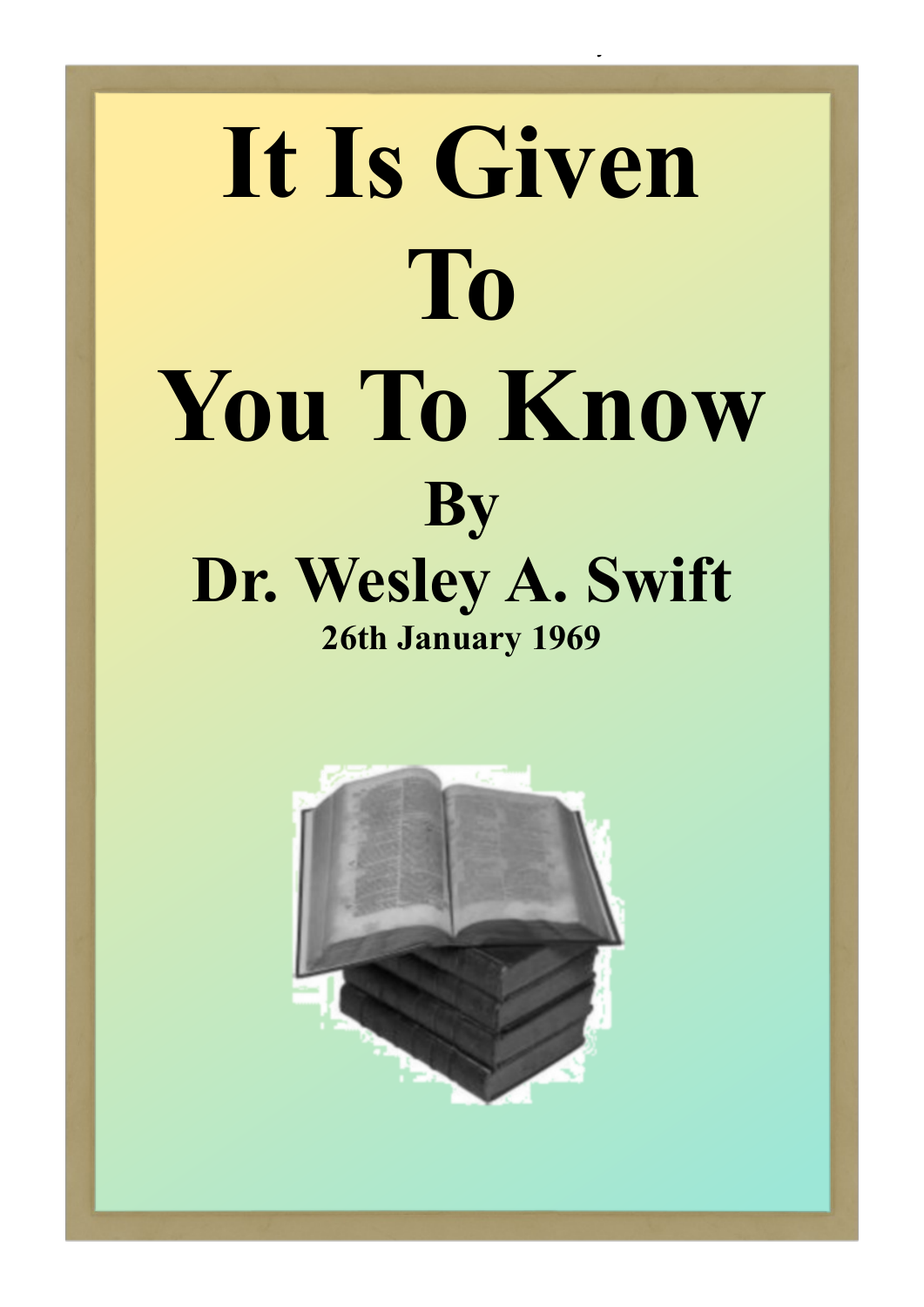# It Is Given To You To Know

## By

## Dr. Wesley A. Swift

**26th January 1969**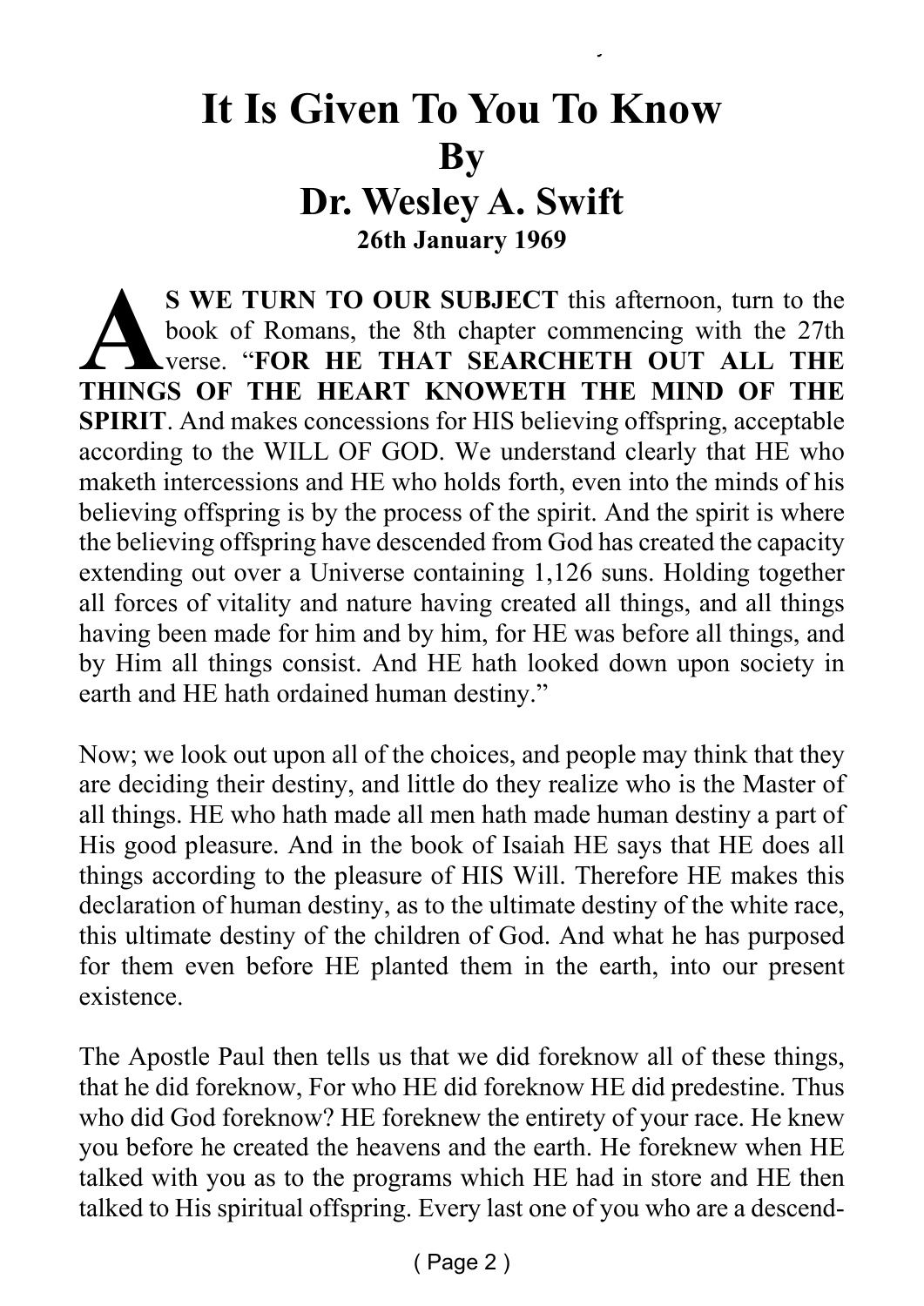# It Is Given To You To Know
## By
## Dr. Wesley A. Swift
**26th January 1969**

**AS WE TURN TO OUR SUBJECT** this afternoon, turn to the book of Romans, the 8th chapter commencing with the 27th verse. "**FOR HE THAT SEARCHETH OUT ALL THE THINGS OF THE HEART KNOWETH THE MIND OF THE SPIRIT**. And makes concessions for HIS believing offspring, acceptable according to the WILL OF GOD. We understand clearly that HE who maketh intercessions and HE who holds forth, even into the minds of his believing offspring is by the process of the spirit. And the spirit is where the believing offspring have descended from God has created the capacity extending out over a Universe containing 1,126 suns. Holding together all forces of vitality and nature having created all things, and all things having been made for him and by him, for HE was before all things, and by Him all things consist. And HE hath looked down upon society in earth and HE hath ordained human destiny."

Now; we look out upon all of the choices, and people may think that they are deciding their destiny, and little do they realize who is the Master of all things. HE who hath made all men hath made human destiny a part of His good pleasure. And in the book of Isaiah HE says that HE does all things according to the pleasure of HIS Will. Therefore HE makes this declaration of human destiny, as to the ultimate destiny of the white race, this ultimate destiny of the children of God. And what he has purposed for them even before HE planted them in the earth, into our present existence.

The Apostle Paul then tells us that we did foreknow all of these things, that he did foreknow, For who HE did foreknow HE did predestine. Thus who did God foreknow? HE foreknew the entirety of your race. He knew you before he created the heavens and the earth. He foreknew when HE talked with you as to the programs which HE had in store and HE then talked to His spiritual offspring. Every last one of you who are a descend-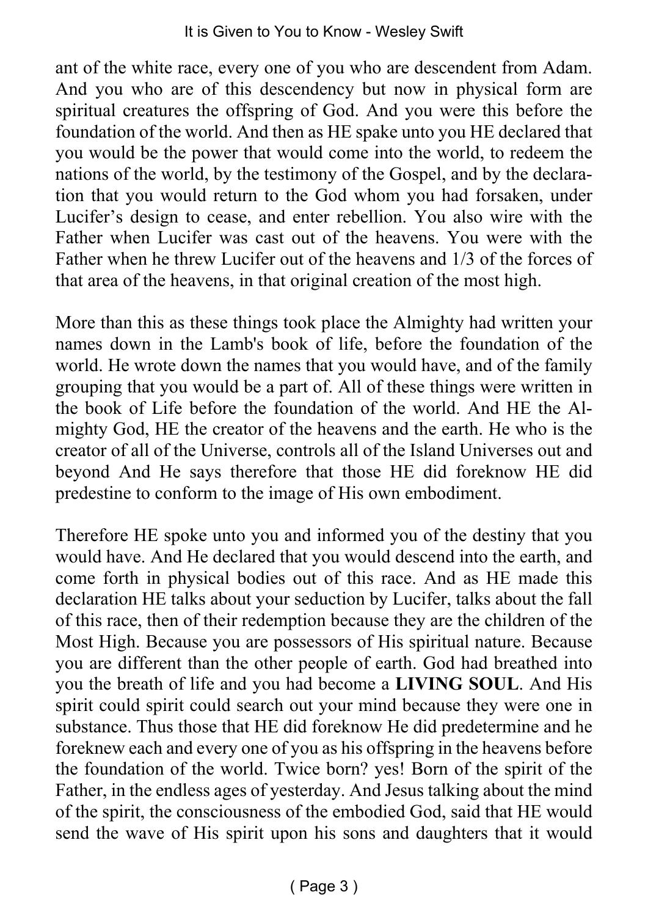ant of the white race, every one of you who are descendent from Adam. And you who are of this descendency but now in physical form are spiritual creatures the offspring of God. And you were this before the foundation of the world. And then as HE spake unto you HE declared that you would be the power that would come into the world, to redeem the nations of the world, by the testimony of the Gospel, and by the declaration that you would return to the God whom you had forsaken, under Lucifer's design to cease, and enter rebellion. You also wire with the Father when Lucifer was cast out of the heavens. You were with the Father when he threw Lucifer out of the heavens and 1/3 of the forces of that area of the heavens, in that original creation of the most high.

More than this as these things took place the Almighty had written your names down in the Lamb's book of life, before the foundation of the world. He wrote down the names that you would have, and of the family grouping that you would be a part of. All of these things were written in the book of Life before the foundation of the world. And HE the Almighty God, HE the creator of the heavens and the earth. He who is the creator of all of the Universe, controls all of the Island Universes out and beyond And He says therefore that those HE did foreknow HE did predestine to conform to the image of His own embodiment.

Therefore HE spoke unto you and informed you of the destiny that you would have. And He declared that you would descend into the earth, and come forth in physical bodies out of this race. And as HE made this declaration HE talks about your seduction by Lucifer, talks about the fall of this race, then of their redemption because they are the children of the Most High. Because you are possessors of His spiritual nature. Because you are different than the other people of earth. God had breathed into you the breath of life and you had become a **LIVING SOUL**. And His spirit could spirit could search out your mind because they were one in substance. Thus those that HE did foreknow He did predetermine and he foreknew each and every one of you as his offspring in the heavens before the foundation of the world. Twice born? yes! Born of the spirit of the Father, in the endless ages of yesterday. And Jesus talking about the mind of the spirit, the consciousness of the embodied God, said that HE would send the wave of His spirit upon his sons and daughters that it would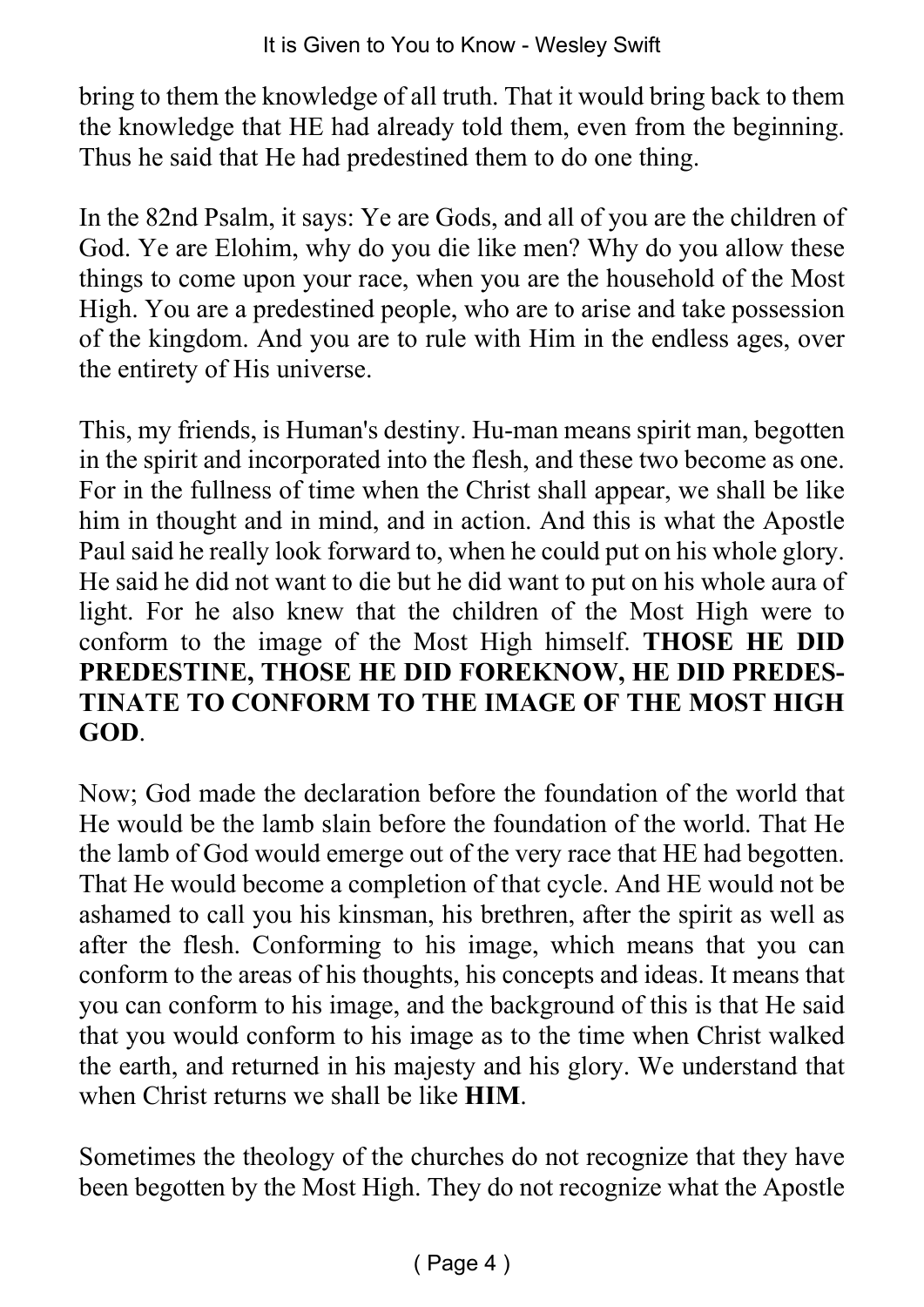bring to them the knowledge of all truth. That it would bring back to them the knowledge that HE had already told them, even from the beginning. Thus he said that He had predestined them to do one thing.

In the 82nd Psalm, it says: Ye are Gods, and all of you are the children of God. Ye are Elohim, why do you die like men? Why do you allow these things to come upon your race, when you are the household of the Most High. You are a predestined people, who are to arise and take possession of the kingdom. And you are to rule with Him in the endless ages, over the entirety of His universe.

This, my friends, is Human's destiny. Hu-man means spirit man, begotten in the spirit and incorporated into the flesh, and these two become as one. For in the fullness of time when the Christ shall appear, we shall be like him in thought and in mind, and in action. And this is what the Apostle Paul said he really look forward to, when he could put on his whole glory. He said he did not want to die but he did want to put on his whole aura of light. For he also knew that the children of the Most High were to conform to the image of the Most High himself. **THOSE HE DID PREDESTINE, THOSE HE DID FOREKNOW, HE DID PREDESTINATE TO CONFORM TO THE IMAGE OF THE MOST HIGH GOD**.

Now; God made the declaration before the foundation of the world that He would be the lamb slain before the foundation of the world. That He the lamb of God would emerge out of the very race that HE had begotten. That He would become a completion of that cycle. And HE would not be ashamed to call you his kinsman, his brethren, after the spirit as well as after the flesh. Conforming to his image, which means that you can conform to the areas of his thoughts, his concepts and ideas. It means that you can conform to his image, and the background of this is that He said that you would conform to his image as to the time when Christ walked the earth, and returned in his majesty and his glory. We understand that when Christ returns we shall be like **HIM**.

Sometimes the theology of the churches do not recognize that they have been begotten by the Most High. They do not recognize what the Apostle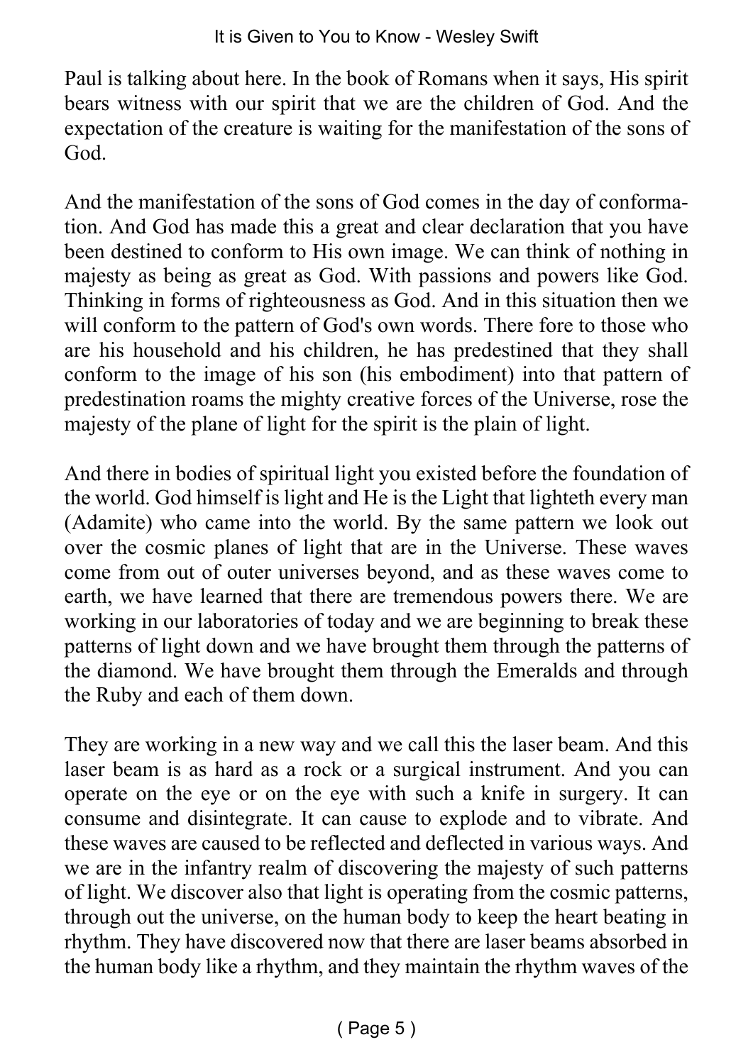Paul is talking about here. In the book of Romans when it says, His spirit bears witness with our spirit that we are the children of God. And the expectation of the creature is waiting for the manifestation of the sons of God.

And the manifestation of the sons of God comes in the day of conformation. And God has made this a great and clear declaration that you have been destined to conform to His own image. We can think of nothing in majesty as being as great as God. With passions and powers like God. Thinking in forms of righteousness as God. And in this situation then we will conform to the pattern of God's own words. There fore to those who are his household and his children, he has predestined that they shall conform to the image of his son (his embodiment) into that pattern of predestination roams the mighty creative forces of the Universe, rose the majesty of the plane of light for the spirit is the plain of light.

And there in bodies of spiritual light you existed before the foundation of the world. God himself is light and He is the Light that lighteth every man (Adamite) who came into the world. By the same pattern we look out over the cosmic planes of light that are in the Universe. These waves come from out of outer universes beyond, and as these waves come to earth, we have learned that there are tremendous powers there. We are working in our laboratories of today and we are beginning to break these patterns of light down and we have brought them through the patterns of the diamond. We have brought them through the Emeralds and through the Ruby and each of them down.

They are working in a new way and we call this the laser beam. And this laser beam is as hard as a rock or a surgical instrument. And you can operate on the eye or on the eye with such a knife in surgery. It can consume and disintegrate. It can cause to explode and to vibrate. And these waves are caused to be reflected and deflected in various ways. And we are in the infantry realm of discovering the majesty of such patterns of light. We discover also that light is operating from the cosmic patterns, through out the universe, on the human body to keep the heart beating in rhythm. They have discovered now that there are laser beams absorbed in the human body like a rhythm, and they maintain the rhythm waves of the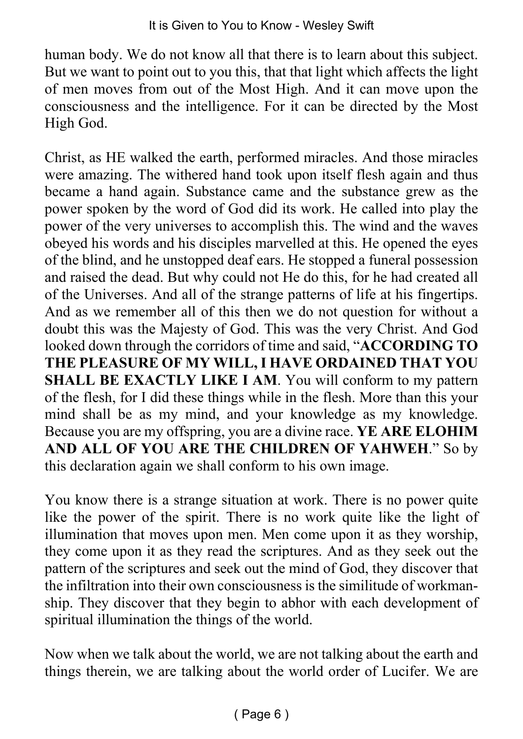human body. We do not know all that there is to learn about this subject. But we want to point out to you this, that that light which affects the light of men moves from out of the Most High. And it can move upon the consciousness and the intelligence. For it can be directed by the Most High God.

Christ, as HE walked the earth, performed miracles. And those miracles were amazing. The withered hand took upon itself flesh again and thus became a hand again. Substance came and the substance grew as the power spoken by the word of God did its work. He called into play the power of the very universes to accomplish this. The wind and the waves obeyed his words and his disciples marvelled at this. He opened the eyes of the blind, and he unstopped deaf ears. He stopped a funeral possession and raised the dead. But why could not He do this, for he had created all of the Universes. And all of the strange patterns of life at his fingertips. And as we remember all of this then we do not question for without a doubt this was the Majesty of God. This was the very Christ. And God looked down through the corridors of time and said, "**ACCORDING TO THE PLEASURE OF MY WILL, I HAVE ORDAINED THAT YOU SHALL BE EXACTLY LIKE I AM**. You will conform to my pattern of the flesh, for I did these things while in the flesh. More than this your mind shall be as my mind, and your knowledge as my knowledge. Because you are my offspring, you are a divine race. **YE ARE ELOHIM AND ALL OF YOU ARE THE CHILDREN OF YAHWEH**." So by this declaration again we shall conform to his own image.

You know there is a strange situation at work. There is no power quite like the power of the spirit. There is no work quite like the light of illumination that moves upon men. Men come upon it as they worship, they come upon it as they read the scriptures. And as they seek out the pattern of the scriptures and seek out the mind of God, they discover that the infiltration into their own consciousness is the similitude of workmanship. They discover that they begin to abhor with each development of spiritual illumination the things of the world.

Now when we talk about the world, we are not talking about the earth and things therein, we are talking about the world order of Lucifer. We are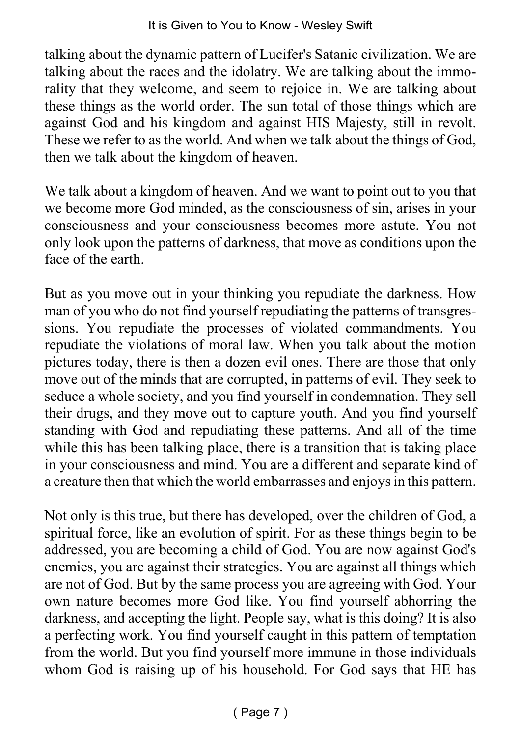talking about the dynamic pattern of Lucifer's Satanic civilization. We are talking about the races and the idolatry. We are talking about the immorality that they welcome, and seem to rejoice in. We are talking about these things as the world order. The sun total of those things which are against God and his kingdom and against HIS Majesty, still in revolt. These we refer to as the world. And when we talk about the things of God, then we talk about the kingdom of heaven.

We talk about a kingdom of heaven. And we want to point out to you that we become more God minded, as the consciousness of sin, arises in your consciousness and your consciousness becomes more astute. You not only look upon the patterns of darkness, that move as conditions upon the face of the earth.

But as you move out in your thinking you repudiate the darkness. How man of you who do not find yourself repudiating the patterns of transgressions. You repudiate the processes of violated commandments. You repudiate the violations of moral law. When you talk about the motion pictures today, there is then a dozen evil ones. There are those that only move out of the minds that are corrupted, in patterns of evil. They seek to seduce a whole society, and you find yourself in condemnation. They sell their drugs, and they move out to capture youth. And you find yourself standing with God and repudiating these patterns. And all of the time while this has been talking place, there is a transition that is taking place in your consciousness and mind. You are a different and separate kind of a creature then that which the world embarrasses and enjoys in this pattern.

Not only is this true, but there has developed, over the children of God, a spiritual force, like an evolution of spirit. For as these things begin to be addressed, you are becoming a child of God. You are now against God's enemies, you are against their strategies. You are against all things which are not of God. But by the same process you are agreeing with God. Your own nature becomes more God like. You find yourself abhorring the darkness, and accepting the light. People say, what is this doing? It is also a perfecting work. You find yourself caught in this pattern of temptation from the world. But you find yourself more immune in those individuals whom God is raising up of his household. For God says that HE has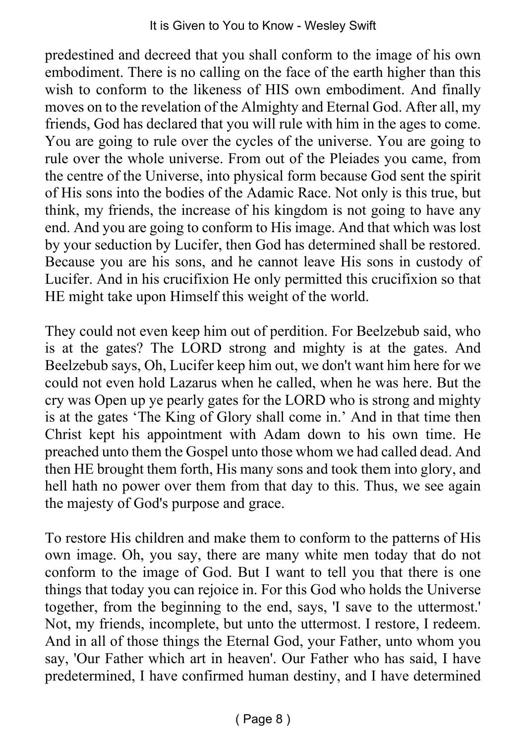predestined and decreed that you shall conform to the image of his own embodiment. There is no calling on the face of the earth higher than this wish to conform to the likeness of HIS own embodiment. And finally moves on to the revelation of the Almighty and Eternal God. After all, my friends, God has declared that you will rule with him in the ages to come. You are going to rule over the cycles of the universe. You are going to rule over the whole universe. From out of the Pleiades you came, from the centre of the Universe, into physical form because God sent the spirit of His sons into the bodies of the Adamic Race. Not only is this true, but think, my friends, the increase of his kingdom is not going to have any end. And you are going to conform to His image. And that which was lost by your seduction by Lucifer, then God has determined shall be restored. Because you are his sons, and he cannot leave His sons in custody of Lucifer. And in his crucifixion He only permitted this crucifixion so that HE might take upon Himself this weight of the world.

They could not even keep him out of perdition. For Beelzebub said, who is at the gates? The LORD strong and mighty is at the gates. And Beelzebub says, Oh, Lucifer keep him out, we don't want him here for we could not even hold Lazarus when he called, when he was here. But the cry was Open up ye pearly gates for the LORD who is strong and mighty is at the gates 'The King of Glory shall come in.' And in that time then Christ kept his appointment with Adam down to his own time. He preached unto them the Gospel unto those whom we had called dead. And then HE brought them forth, His many sons and took them into glory, and hell hath no power over them from that day to this. Thus, we see again the majesty of God's purpose and grace.

To restore His children and make them to conform to the patterns of His own image. Oh, you say, there are many white men today that do not conform to the image of God. But I want to tell you that there is one things that today you can rejoice in. For this God who holds the Universe together, from the beginning to the end, says, 'I save to the uttermost.' Not, my friends, incomplete, but unto the uttermost. I restore, I redeem. And in all of those things the Eternal God, your Father, unto whom you say, 'Our Father which art in heaven'. Our Father who has said, I have predetermined, I have confirmed human destiny, and I have determined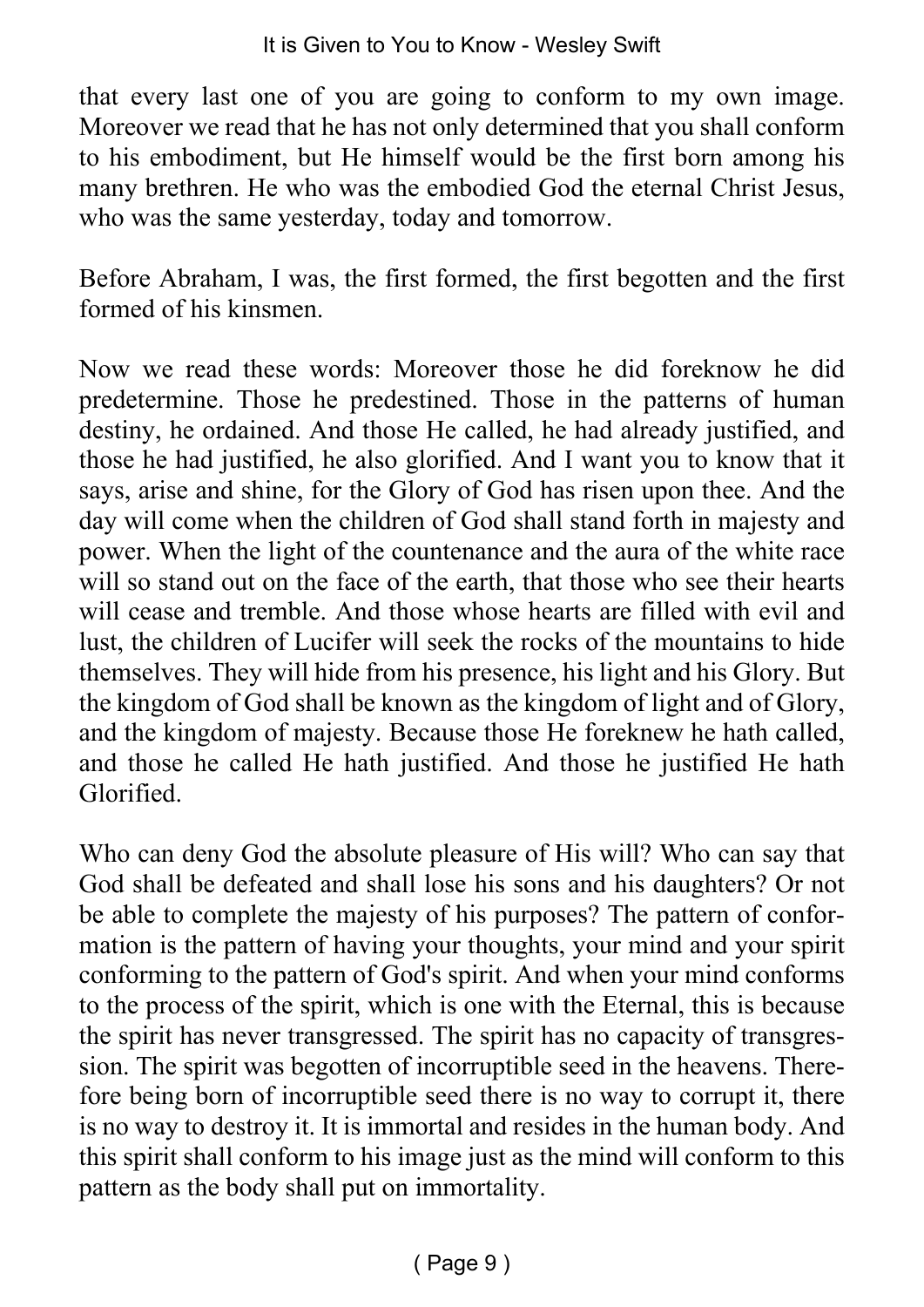that every last one of you are going to conform to my own image. Moreover we read that he has not only determined that you shall conform to his embodiment, but He himself would be the first born among his many brethren. He who was the embodied God the eternal Christ Jesus, who was the same yesterday, today and tomorrow.

Before Abraham, I was, the first formed, the first begotten and the first formed of his kinsmen.

Now we read these words: Moreover those he did foreknow he did predetermine. Those he predestined. Those in the patterns of human destiny, he ordained. And those He called, he had already justified, and those he had justified, he also glorified. And I want you to know that it says, arise and shine, for the Glory of God has risen upon thee. And the day will come when the children of God shall stand forth in majesty and power. When the light of the countenance and the aura of the white race will so stand out on the face of the earth, that those who see their hearts will cease and tremble. And those whose hearts are filled with evil and lust, the children of Lucifer will seek the rocks of the mountains to hide themselves. They will hide from his presence, his light and his Glory. But the kingdom of God shall be known as the kingdom of light and of Glory, and the kingdom of majesty. Because those He foreknew he hath called, and those he called He hath justified. And those he justified He hath Glorified.

Who can deny God the absolute pleasure of His will? Who can say that God shall be defeated and shall lose his sons and his daughters? Or not be able to complete the majesty of his purposes? The pattern of conformation is the pattern of having your thoughts, your mind and your spirit conforming to the pattern of God's spirit. And when your mind conforms to the process of the spirit, which is one with the Eternal, this is because the spirit has never transgressed. The spirit has no capacity of transgression. The spirit was begotten of incorruptible seed in the heavens. Therefore being born of incorruptible seed there is no way to corrupt it, there is no way to destroy it. It is immortal and resides in the human body. And this spirit shall conform to his image just as the mind will conform to this pattern as the body shall put on immortality.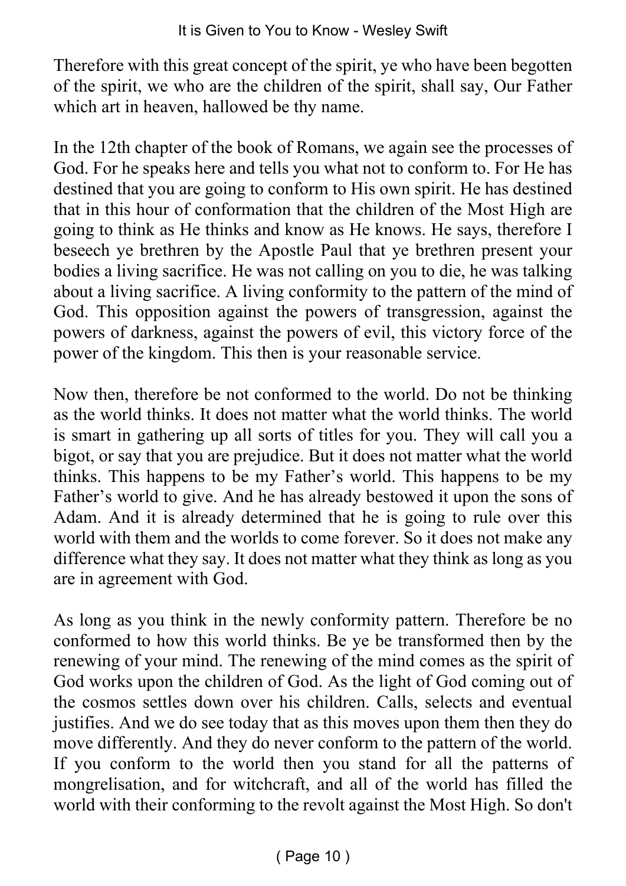Therefore with this great concept of the spirit, ye who have been begotten of the spirit, we who are the children of the spirit, shall say, Our Father which art in heaven, hallowed be thy name.

In the 12th chapter of the book of Romans, we again see the processes of God. For he speaks here and tells you what not to conform to. For He has destined that you are going to conform to His own spirit. He has destined that in this hour of conformation that the children of the Most High are going to think as He thinks and know as He knows. He says, therefore I beseech ye brethren by the Apostle Paul that ye brethren present your bodies a living sacrifice. He was not calling on you to die, he was talking about a living sacrifice. A living conformity to the pattern of the mind of God. This opposition against the powers of transgression, against the powers of darkness, against the powers of evil, this victory force of the power of the kingdom. This then is your reasonable service.

Now then, therefore be not conformed to the world. Do not be thinking as the world thinks. It does not matter what the world thinks. The world is smart in gathering up all sorts of titles for you. They will call you a bigot, or say that you are prejudice. But it does not matter what the world thinks. This happens to be my Father's world. This happens to be my Father's world to give. And he has already bestowed it upon the sons of Adam. And it is already determined that he is going to rule over this world with them and the worlds to come forever. So it does not make any difference what they say. It does not matter what they think as long as you are in agreement with God.

As long as you think in the newly conformity pattern. Therefore be no conformed to how this world thinks. Be ye be transformed then by the renewing of your mind. The renewing of the mind comes as the spirit of God works upon the children of God. As the light of God coming out of the cosmos settles down over his children. Calls, selects and eventual justifies. And we do see today that as this moves upon them then they do move differently. And they do never conform to the pattern of the world. If you conform to the world then you stand for all the patterns of mongrelisation, and for witchcraft, and all of the world has filled the world with their conforming to the revolt against the Most High. So don't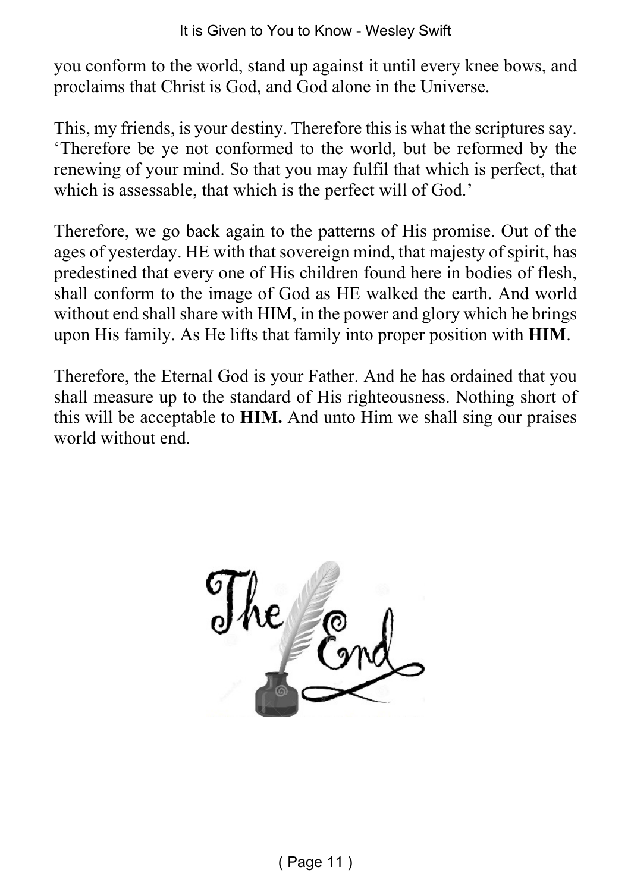you conform to the world, stand up against it until every knee bows, and proclaims that Christ is God, and God alone in the Universe.

This, my friends, is your destiny. Therefore this is what the scriptures say. 'Therefore be ye not conformed to the world, but be reformed by the renewing of your mind. So that you may fulfil that which is perfect, that which is assessable, that which is the perfect will of God.'

Therefore, we go back again to the patterns of His promise. Out of the ages of yesterday. HE with that sovereign mind, that majesty of spirit, has predestined that every one of His children found here in bodies of flesh, shall conform to the image of God as HE walked the earth. And world without end shall share with HIM, in the power and glory which he brings upon His family. As He lifts that family into proper position with **HIM**.

Therefore, the Eternal God is your Father. And he has ordained that you shall measure up to the standard of His righteousness. Nothing short of this will be acceptable to **HIM.** And unto Him we shall sing our praises world without end.

The End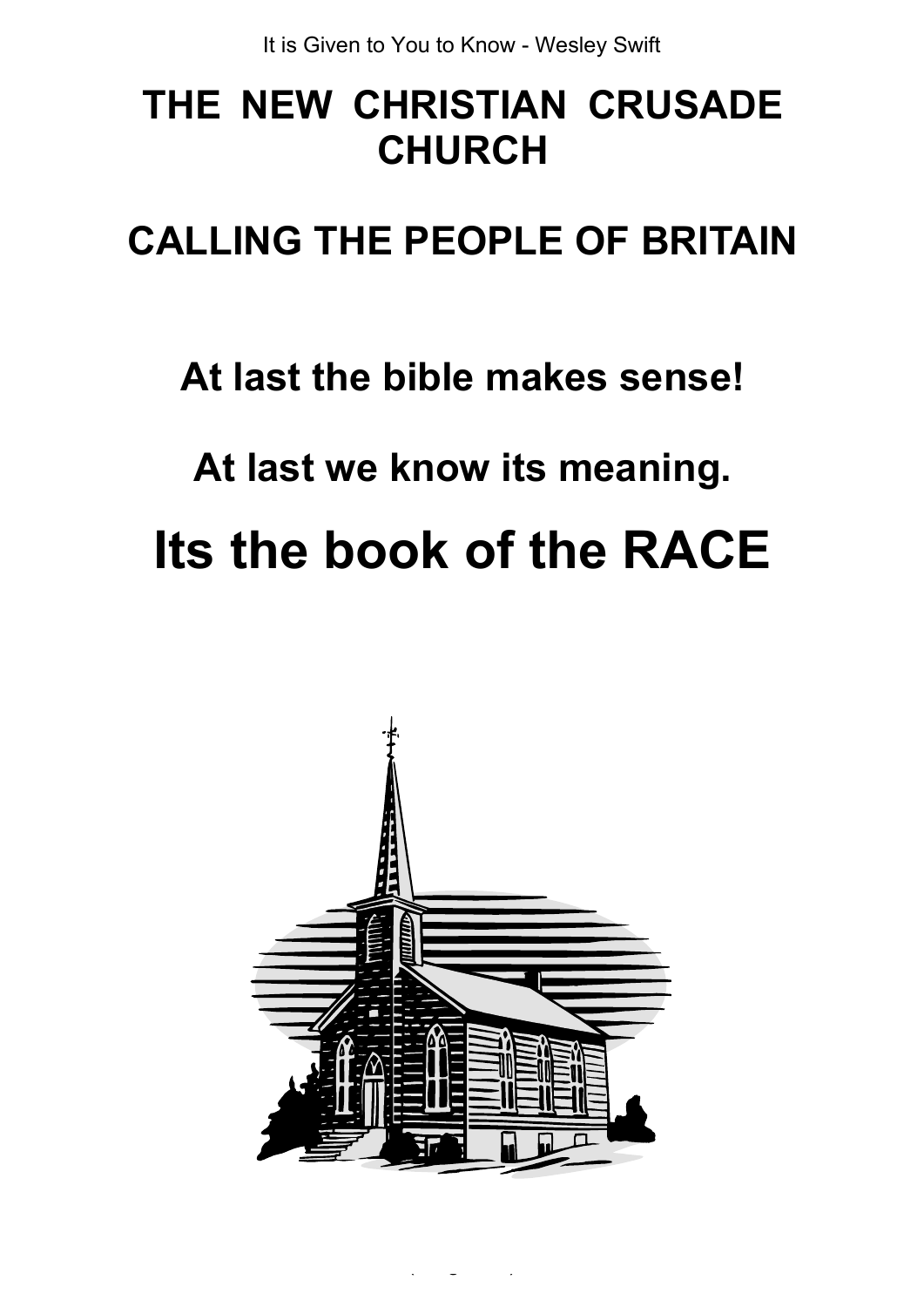# THE NEW CHRISTIAN CRUSADE CHURCH

## CALLING THE PEOPLE OF BRITAIN

### At last the bible makes sense!

### At last we know its meaning.

# Its the book of the RACE